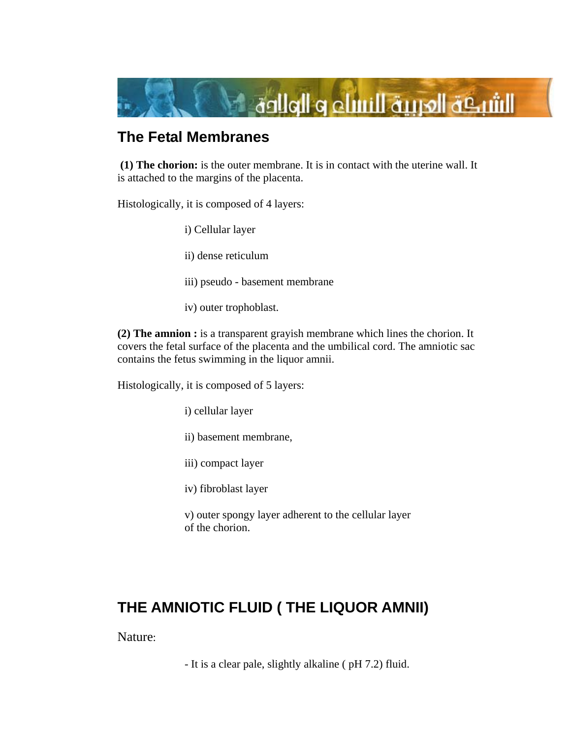## The Fetal Membranes

**(1) The chorion:** is the outer membrane. It is in contact with the uterine wall. It is attached to the margins of the placenta.

Histologically, it is composed of 4 layers:

i) Cellular layer

ii) dense reticulum

iii) pseudo - basement membrane

iv) outer trophoblast.

**(2) The amnion :** is a transparent grayish membrane which lines the chorion. It covers the fetal surface of the placenta and the umbilical cord. The amniotic sac contains the fetus swimming in the liquor amnii.

Histologically, it is composed of 5 layers:

i) cellular layer

ii) basement membrane,

iii) compact layer

iv) fibroblast layer

v) outer spongy layer adherent to the cellular layer of the chorion.

## THE AMNIOTIC FLUID ( THE LIQUOR AMNII)

Nature:

- It is a clear pale, slightly alkaline ( pH 7.2) fluid.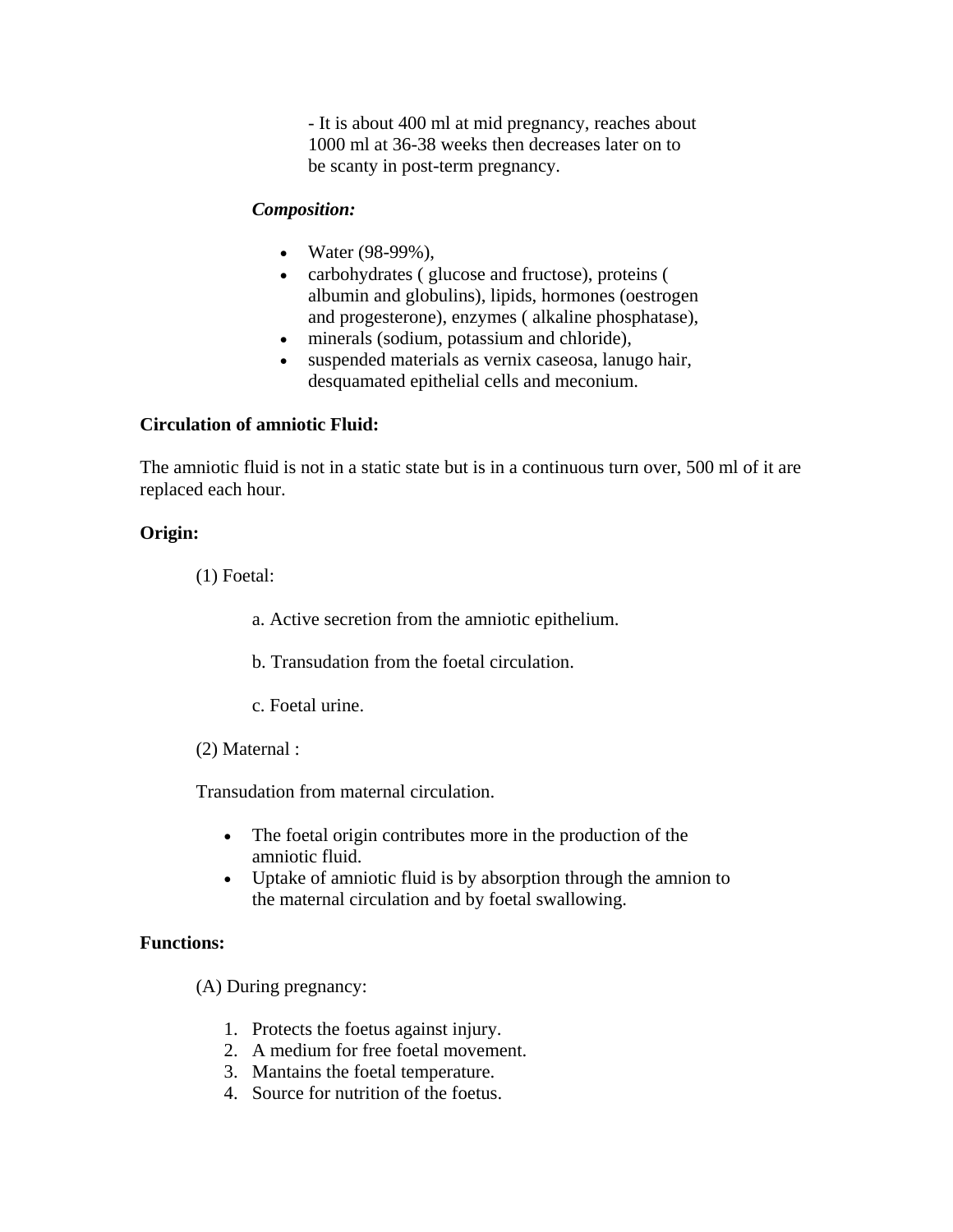- It is about 400 ml at mid pregnancy, reaches about 1000 ml at 36-38 weeks then decreases later on to be scanty in post-term pregnancy.

***Composition:***

- Water (98-99%),
- carbohydrates ( glucose and fructose), proteins ( albumin and globulins), lipids, hormones (oestrogen and progesterone), enzymes ( alkaline phosphatase),
- minerals (sodium, potassium and chloride),
- suspended materials as vernix caseosa, lanugo hair, desquamated epithelial cells and meconium.

**Circulation of amniotic Fluid:**

The amniotic fluid is not in a static state but is in a continuous turn over, 500 ml of it are replaced each hour.

**Origin:**

(1) Foetal:

a. Active secretion from the amniotic epithelium.

b. Transudation from the foetal circulation.

c. Foetal urine.

(2) Maternal :

Transudation from maternal circulation.

- The foetal origin contributes more in the production of the amniotic fluid.
- Uptake of amniotic fluid is by absorption through the amnion to the maternal circulation and by foetal swallowing.

**Functions:**

(A) During pregnancy:

1. Protects the foetus against injury.
2. A medium for free foetal movement.
3. Mantains the foetal temperature.
4. Source for nutrition of the foetus.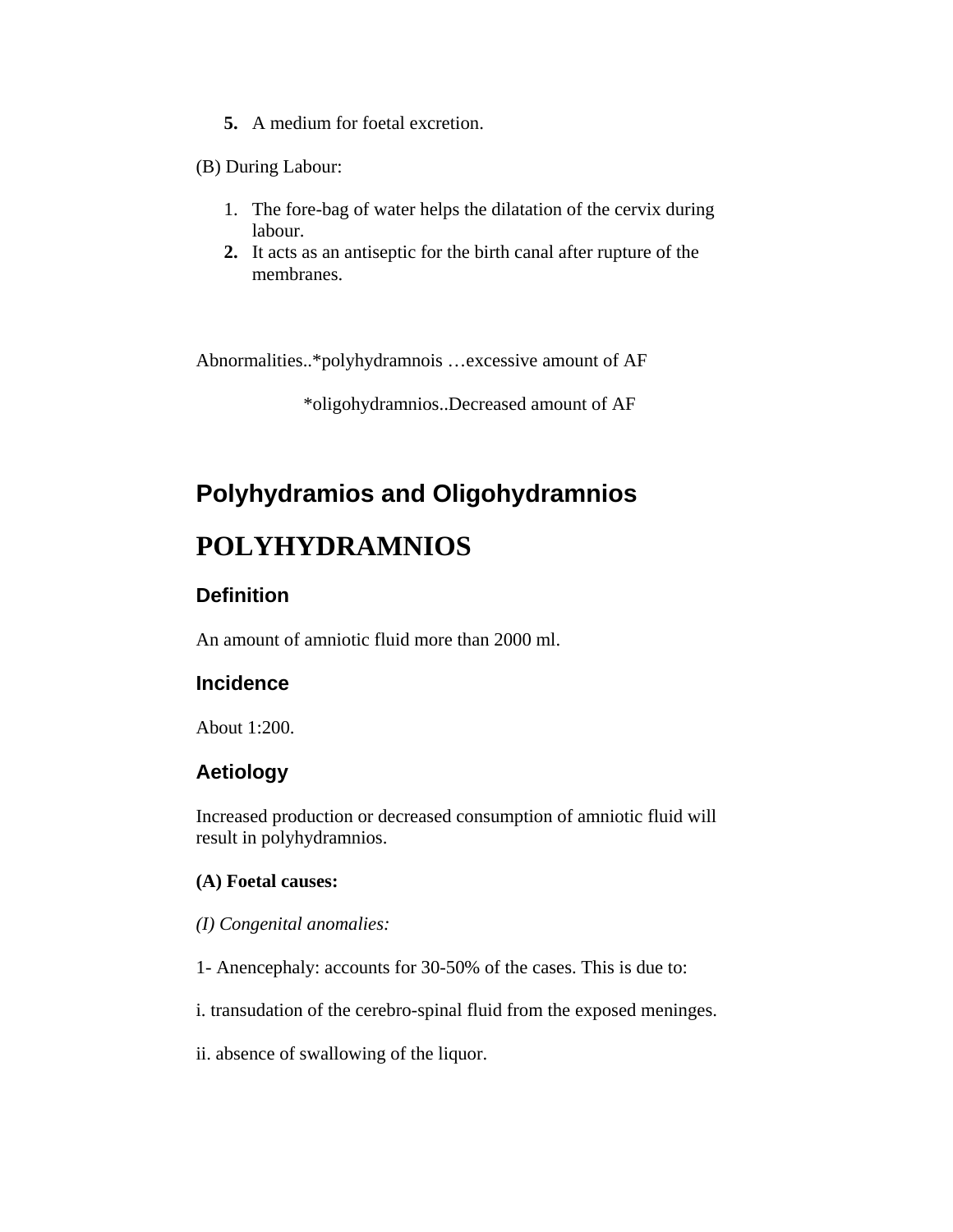5. A medium for foetal excretion.

(B) During Labour:

1. The fore-bag of water helps the dilatation of the cervix during labour.
2. It acts as an antiseptic for the birth canal after rupture of the membranes.

Abnormalities..*polyhydramnois …excessive amount of AF

*oligohydramnios..Decreased amount of AF

## Polyhydramios and Oligohydramnios

# POLYHYDRAMNIOS

### Definition

An amount of amniotic fluid more than 2000 ml.

### Incidence

About 1:200.

### Aetiology

Increased production or decreased consumption of amniotic fluid will result in polyhydramnios.

**(A) Foetal causes:**

*(I) Congenital anomalies:*

1- Anencephaly: accounts for 30-50% of the cases. This is due to:

i. transudation of the cerebro-spinal fluid from the exposed meninges.

ii. absence of swallowing of the liquor.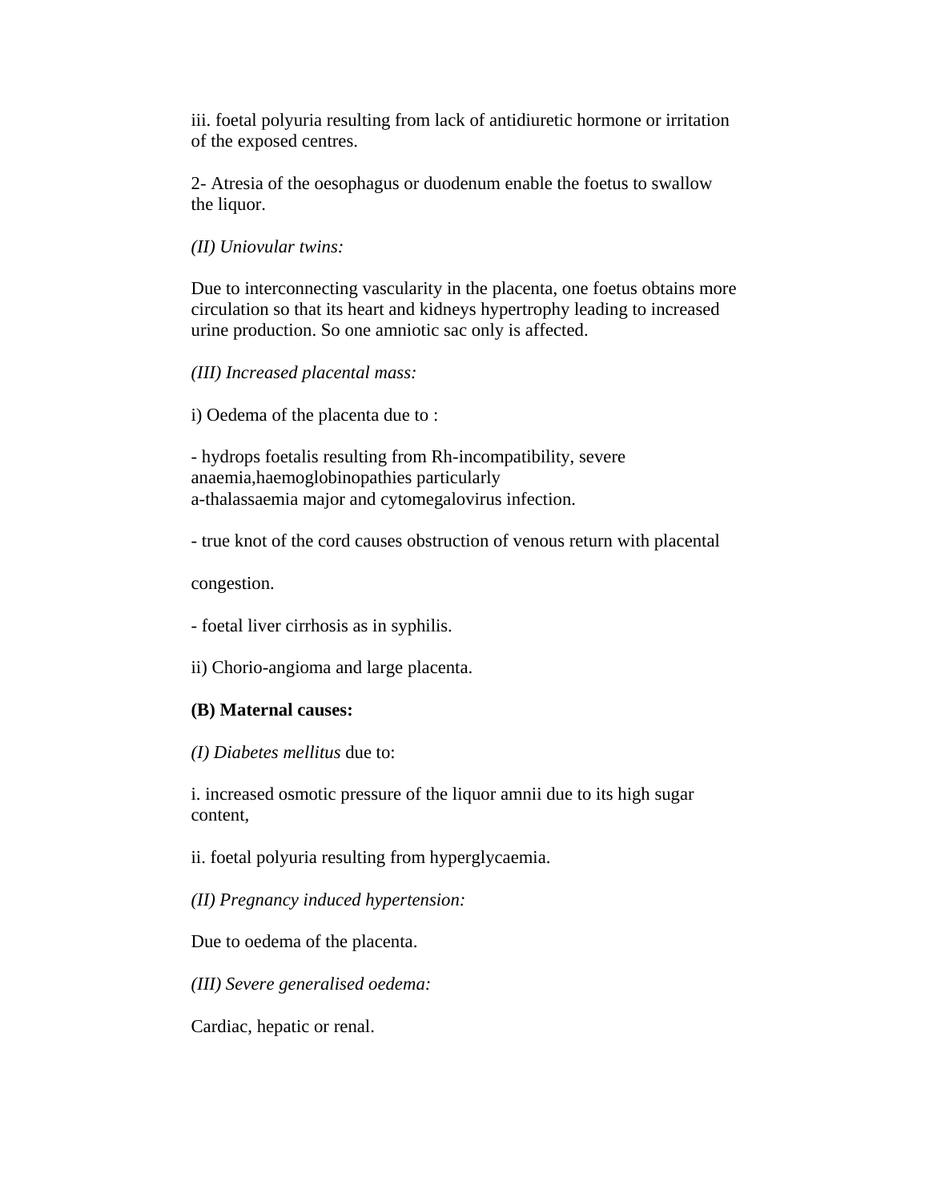iii. foetal polyuria resulting from lack of antidiuretic hormone or irritation of the exposed centres.

2- Atresia of the oesophagus or duodenum enable the foetus to swallow the liquor.

*(II) Uniovular twins:*

Due to interconnecting vascularity in the placenta, one foetus obtains more circulation so that its heart and kidneys hypertrophy leading to increased urine production. So one amniotic sac only is affected.

*(III) Increased placental mass:*

i) Oedema of the placenta due to :

- hydrops foetalis resulting from Rh-incompatibility, severe anaemia,haemoglobinopathies particularly a-thalassaemia major and cytomegalovirus infection.

- true knot of the cord causes obstruction of venous return with placental congestion.

- foetal liver cirrhosis as in syphilis.

ii) Chorio-angioma and large placenta.

**(B) Maternal causes:**

*(I) Diabetes mellitus* due to:

i. increased osmotic pressure of the liquor amnii due to its high sugar content,

ii. foetal polyuria resulting from hyperglycaemia.

*(II) Pregnancy induced hypertension:*

Due to oedema of the placenta.

*(III) Severe generalised oedema:*

Cardiac, hepatic or renal.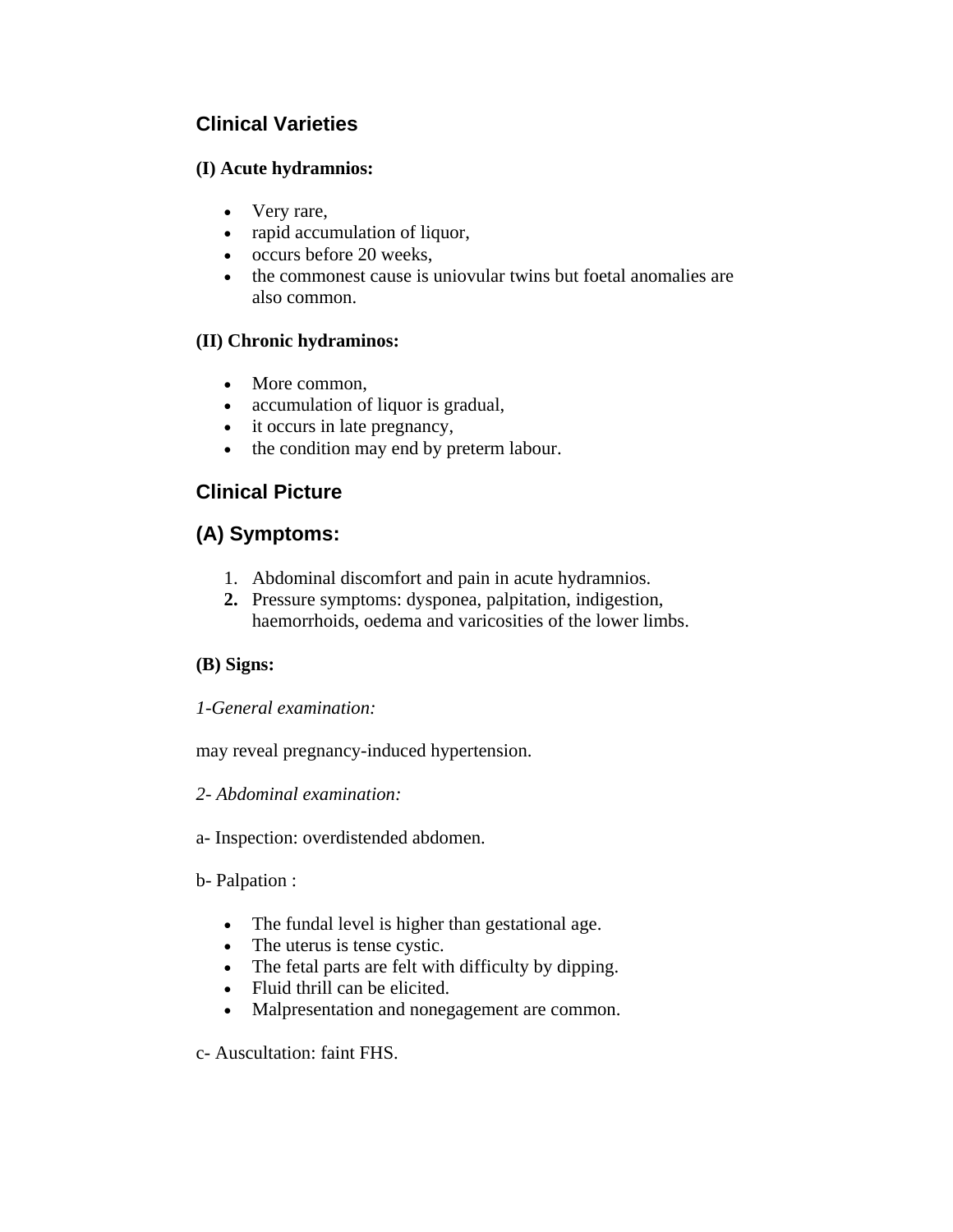## Clinical Varieties

**(I) Acute hydramnios:**

- Very rare,
- rapid accumulation of liquor,
- occurs before 20 weeks,
- the commonest cause is uniovular twins but foetal anomalies are also common.

**(II) Chronic hydraminos:**

- More common,
- accumulation of liquor is gradual,
- it occurs in late pregnancy,
- the condition may end by preterm labour.

## Clinical Picture

## (A) Symptoms:

1. Abdominal discomfort and pain in acute hydramnios.
2. Pressure symptoms: dysponea, palpitation, indigestion, haemorrhoids, oedema and varicosities of the lower limbs.

**(B) Signs:**

*1-General examination:*

may reveal pregnancy-induced hypertension.

*2- Abdominal examination:*

a- Inspection: overdistended abdomen.

b- Palpation :

- The fundal level is higher than gestational age.
- The uterus is tense cystic.
- The fetal parts are felt with difficulty by dipping.
- Fluid thrill can be elicited.
- Malpresentation and nonegagement are common.

c- Auscultation: faint FHS.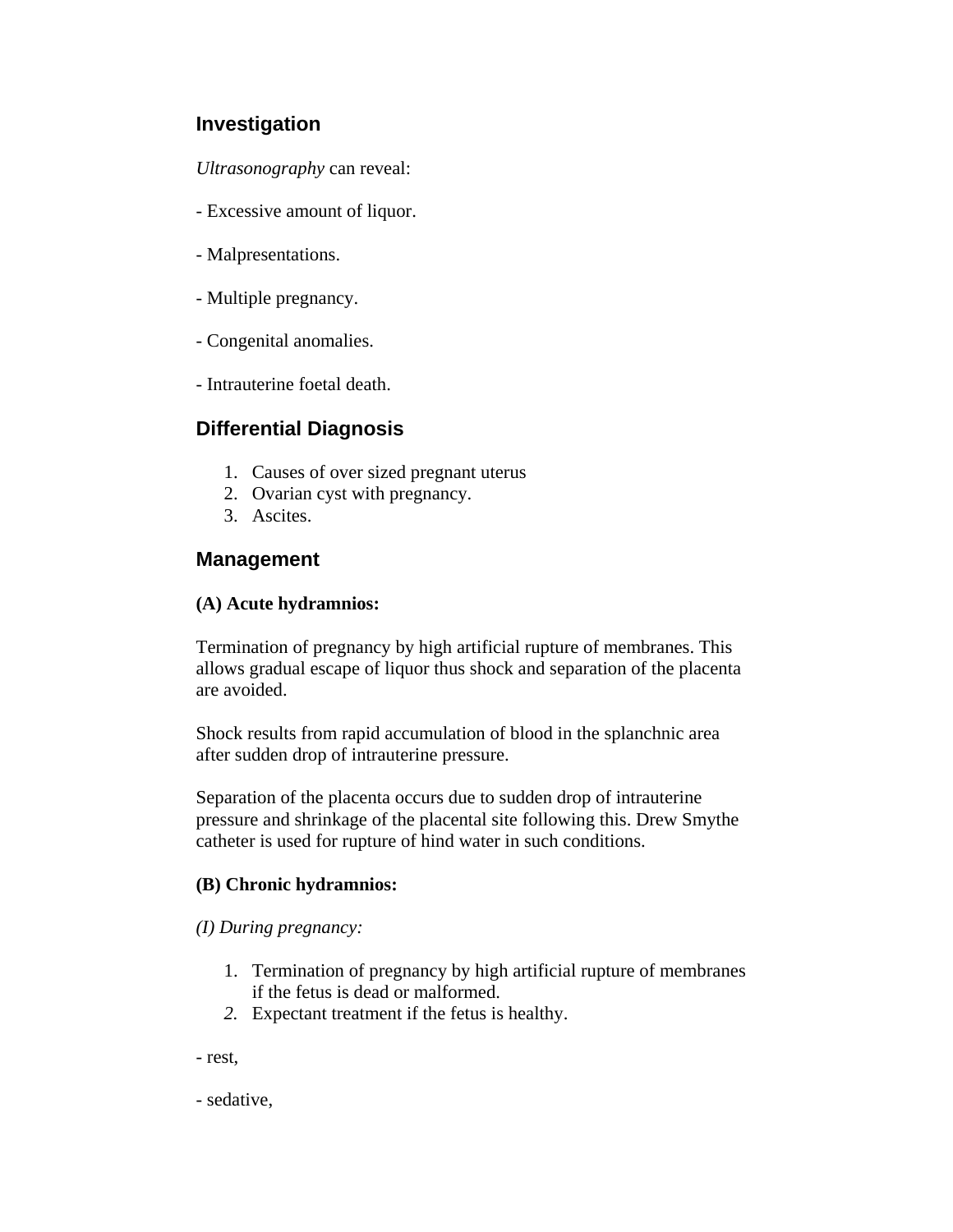## Investigation

*Ultrasonography* can reveal:

- Excessive amount of liquor.

- Malpresentations.

- Multiple pregnancy.

- Congenital anomalies.

- Intrauterine foetal death.

## Differential Diagnosis

1. Causes of over sized pregnant uterus
2. Ovarian cyst with pregnancy.
3. Ascites.

## Management

**(A) Acute hydramnios:**

Termination of pregnancy by high artificial rupture of membranes. This allows gradual escape of liquor thus shock and separation of the placenta are avoided.

Shock results from rapid accumulation of blood in the splanchnic area after sudden drop of intrauterine pressure.

Separation of the placenta occurs due to sudden drop of intrauterine pressure and shrinkage of the placental site following this. Drew Smythe catheter is used for rupture of hind water in such conditions.

**(B) Chronic hydramnios:**

*(I) During pregnancy:*

1. Termination of pregnancy by high artificial rupture of membranes if the fetus is dead or malformed.
2. Expectant treatment if the fetus is healthy.

- rest,

- sedative,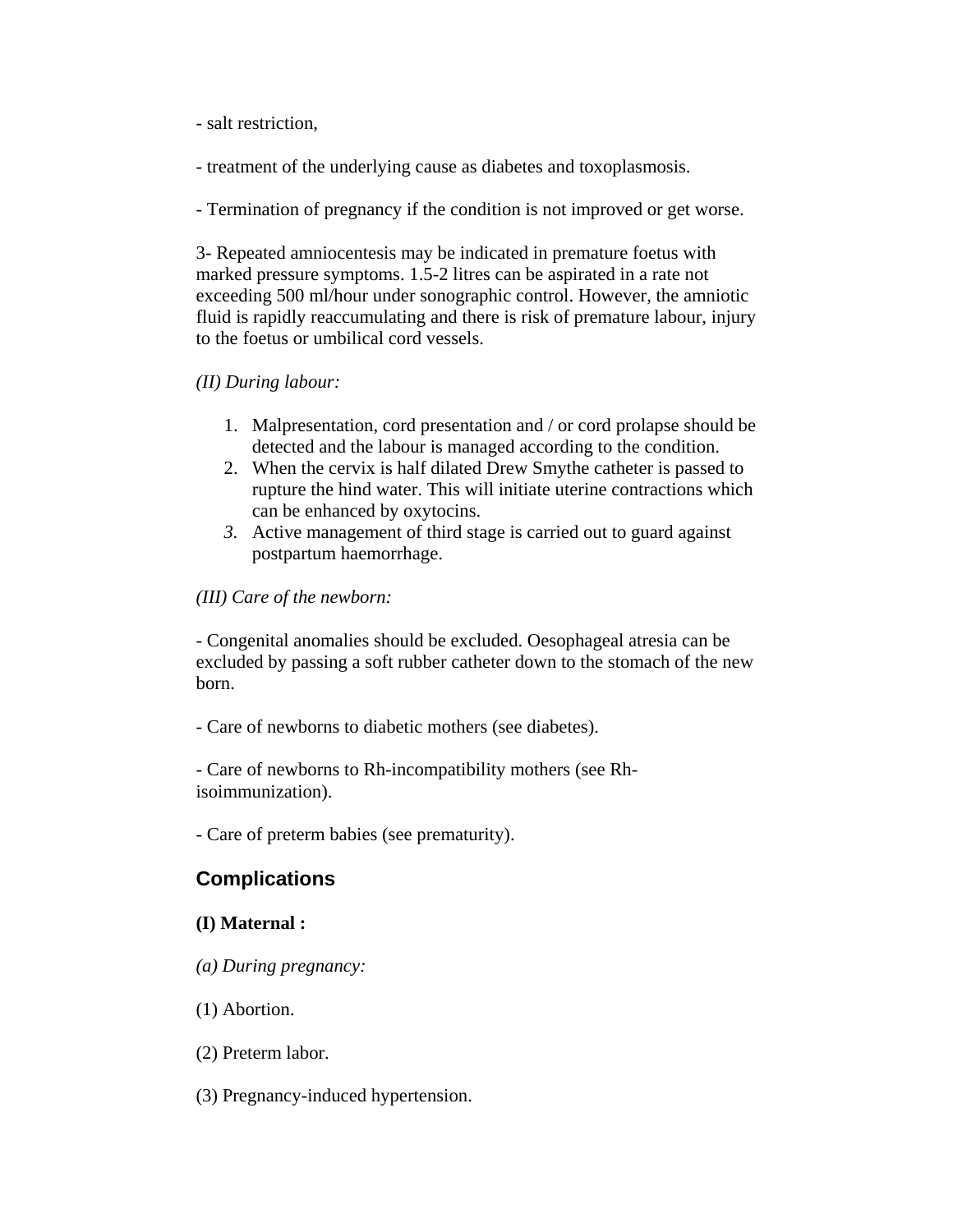- salt restriction,

- treatment of the underlying cause as diabetes and toxoplasmosis.

- Termination of pregnancy if the condition is not improved or get worse.

3- Repeated amniocentesis may be indicated in premature foetus with marked pressure symptoms. 1.5-2 litres can be aspirated in a rate not exceeding 500 ml/hour under sonographic control. However, the amniotic fluid is rapidly reaccumulating and there is risk of premature labour, injury to the foetus or umbilical cord vessels.

*(II) During labour:*

1. Malpresentation, cord presentation and / or cord prolapse should be detected and the labour is managed according to the condition.
2. When the cervix is half dilated Drew Smythe catheter is passed to rupture the hind water. This will initiate uterine contractions which can be enhanced by oxytocins.
3. Active management of third stage is carried out to guard against postpartum haemorrhage.

*(III) Care of the newborn:*

- Congenital anomalies should be excluded. Oesophageal atresia can be excluded by passing a soft rubber catheter down to the stomach of the new born.

- Care of newborns to diabetic mothers (see diabetes).

- Care of newborns to Rh-incompatibility mothers (see Rh-isoimmunization).

- Care of preterm babies (see prematurity).

## Complications

**(I) Maternal :**

*(a) During pregnancy:*

(1) Abortion.

(2) Preterm labor.

(3) Pregnancy-induced hypertension.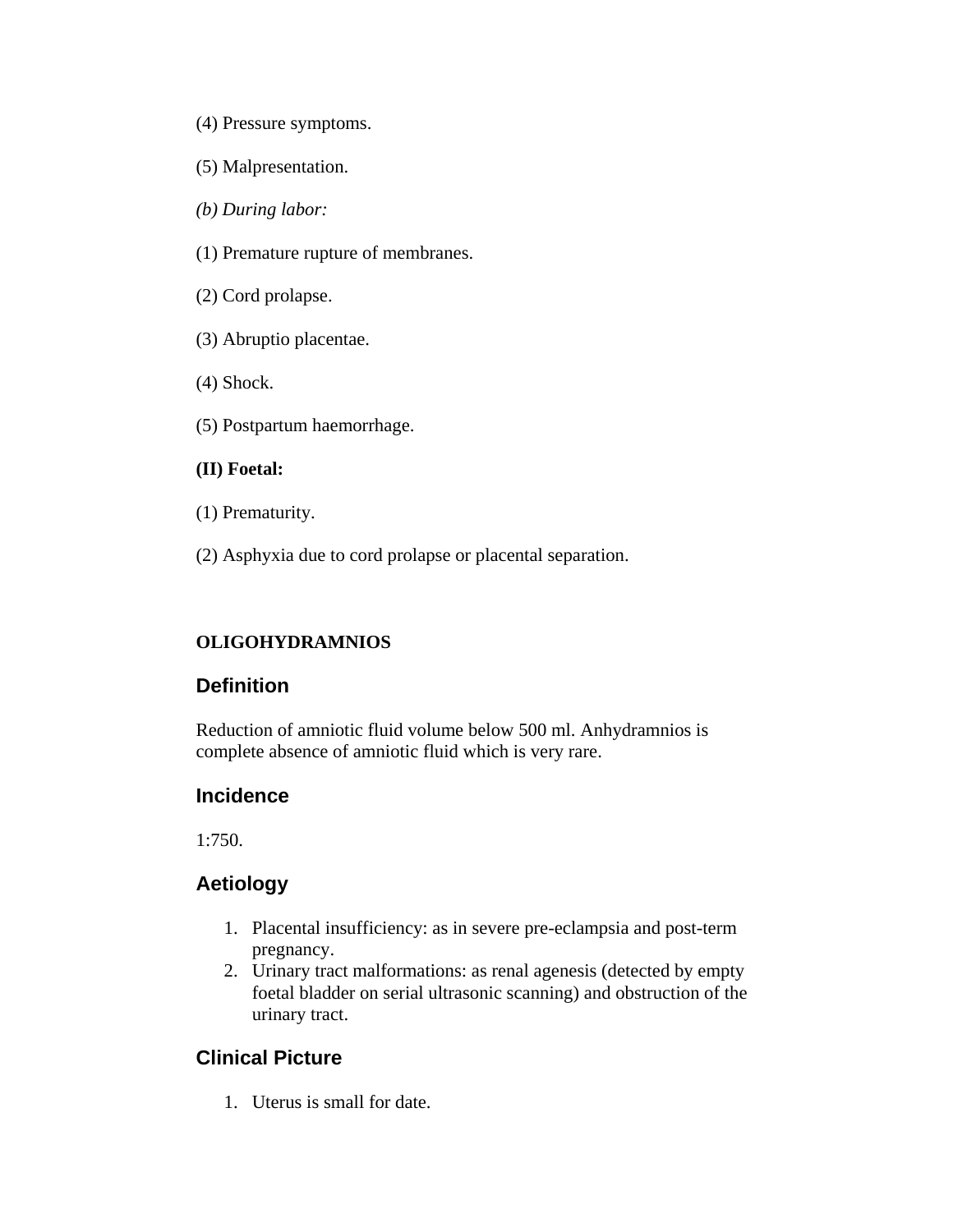(4) Pressure symptoms.

(5) Malpresentation.

*(b) During labor:*

(1) Premature rupture of membranes.

(2) Cord prolapse.

(3) Abruptio placentae.

(4) Shock.

(5) Postpartum haemorrhage.

**(II) Foetal:**

(1) Prematurity.

(2) Asphyxia due to cord prolapse or placental separation.

**OLIGOHYDRAMNIOS**

## Definition

Reduction of amniotic fluid volume below 500 ml. Anhydramnios is complete absence of amniotic fluid which is very rare.

## Incidence

1:750.

## Aetiology

1. Placental insufficiency: as in severe pre-eclampsia and post-term pregnancy.
2. Urinary tract malformations: as renal agenesis (detected by empty foetal bladder on serial ultrasonic scanning) and obstruction of the urinary tract.

## Clinical Picture

1. Uterus is small for date.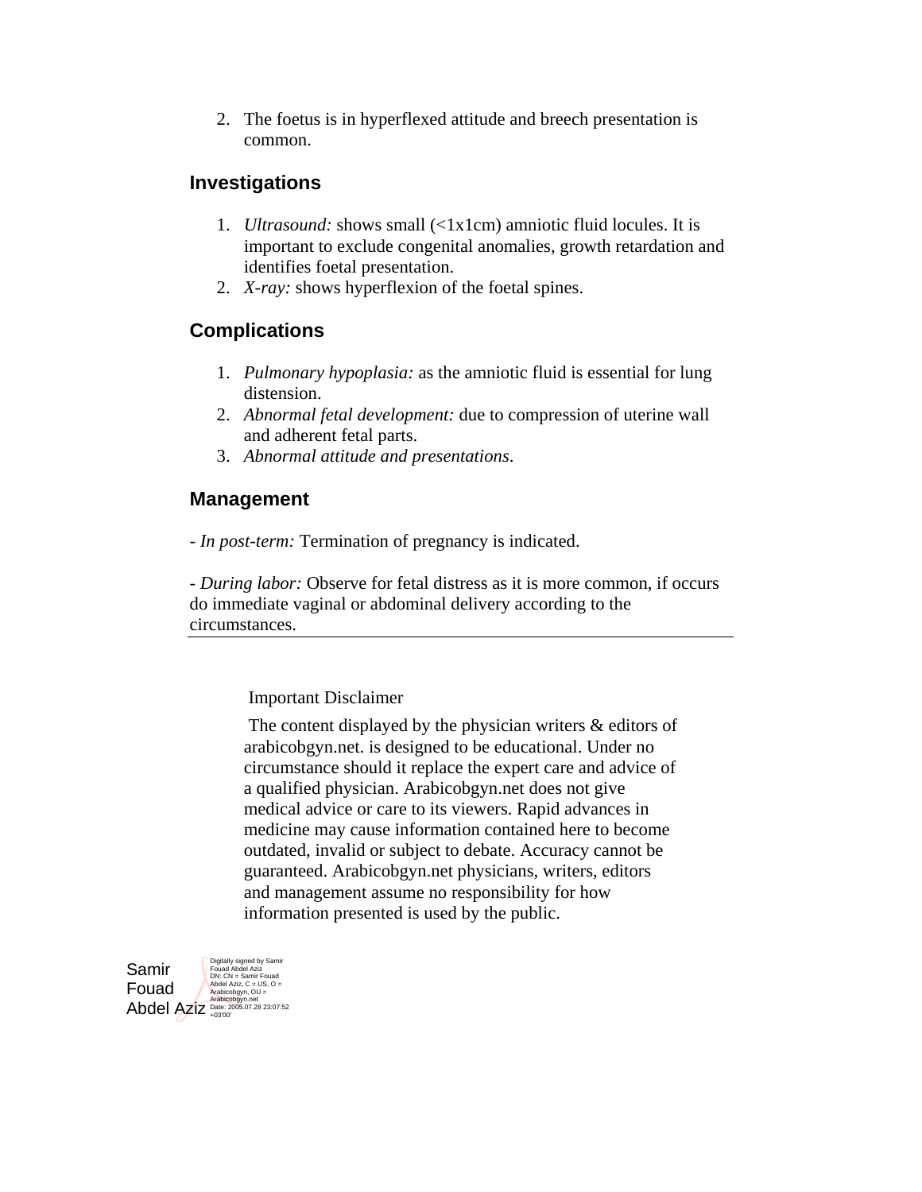2. The foetus is in hyperflexed attitude and breech presentation is common.

## Investigations

1. *Ultrasound:* shows small (<1x1cm) amniotic fluid locules. It is important to exclude congenital anomalies, growth retardation and identifies foetal presentation.
2. *X-ray:* shows hyperflexion of the foetal spines.

## Complications

1. *Pulmonary hypoplasia:* as the amniotic fluid is essential for lung distension.
2. *Abnormal fetal development:* due to compression of uterine wall and adherent fetal parts.
3. *Abnormal attitude and presentations*.

## Management

- *In post-term:* Termination of pregnancy is indicated.

- *During labor:* Observe for fetal distress as it is more common, if occurs do immediate vaginal or abdominal delivery according to the circumstances.

---

Important Disclaimer

The content displayed by the physician writers & editors of arabicobgyn.net. is designed to be educational. Under no circumstance should it replace the expert care and advice of a qualified physician. Arabicobgyn.net does not give medical advice or care to its viewers. Rapid advances in medicine may cause information contained here to become outdated, invalid or subject to debate. Accuracy cannot be guaranteed. Arabicobgyn.net physicians, writers, editors and management assume no responsibility for how information presented is used by the public.

Samir Fouad Abdel Aziz

Digitally signed by Samir Fouad Abdel Aziz
DN: CN = Samir Fouad Abdel Aziz, C = US, O = Arabicobgyn, OU = Arabicobgyn.net
Date: 2005.07.28 23:07:52 +03'00'